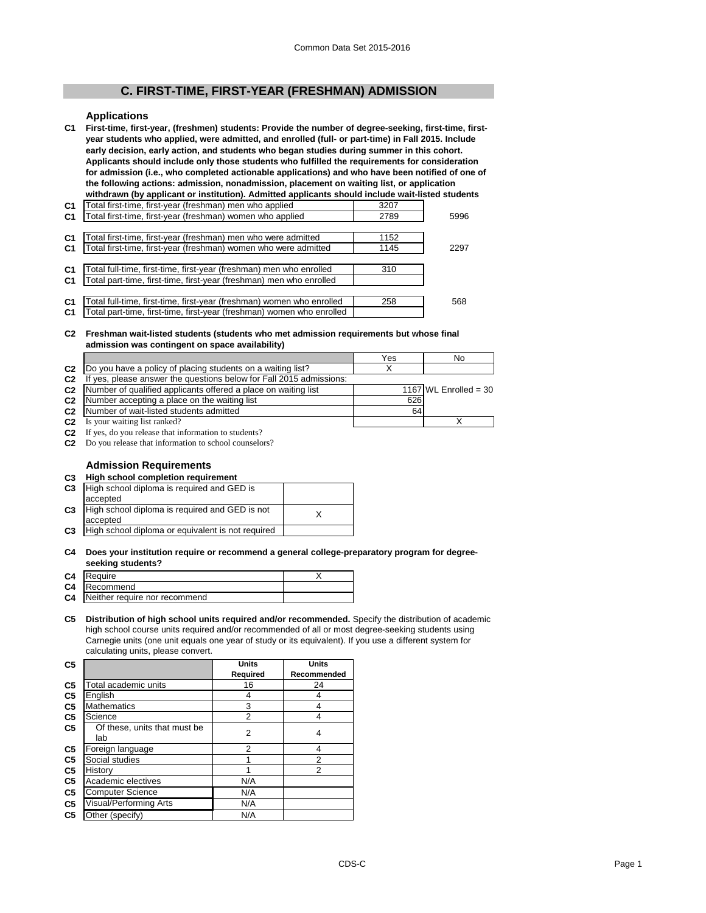# C. FIRST-TIME, FIRST-YEAR (FRESHMAN) ADMISSION

### Applications

**C1 First-time, first-year, (freshmen) students: Provide the number of degree-seeking, first-time, first-year students who applied, were admitted, and enrolled (full- or part-time) in Fall 2015. Include early decision, early action, and students who began studies during summer in this cohort. Applicants should include only those students who fulfilled the requirements for consideration for admission (i.e., who completed actionable applications) and who have been notified of one of the following actions: admission, nonadmission, placement on waiting list, or application withdrawn (by applicant or institution). Admitted applicants should include wait-listed students**

| | | | |
|---|---|---|---|
| C1 | Total first-time, first-year (freshman) men who applied | 3207 | |
| C1 | Total first-time, first-year (freshman) women who applied | 2789 | 5996 |
| C1 | Total first-time, first-year (freshman) men who were admitted | 1152 | |
| C1 | Total first-time, first-year (freshman) women who were admitted | 1145 | 2297 |
| C1 | Total full-time, first-time, first-year (freshman) men who enrolled | 310 | |
| C1 | Total part-time, first-time, first-year (freshman) men who enrolled | | |
| C1 | Total full-time, first-time, first-year (freshman) women who enrolled | 258 | 568 |
| C1 | Total part-time, first-time, first-year (freshman) women who enrolled | | |

**C2 Freshman wait-listed students (students who met admission requirements but whose final admission was contingent on space availability)**

| | | Yes | No |
|---|---|---|---|
| C2 | Do you have a policy of placing students on a waiting list? | X | |
| C2 | If yes, please answer the questions below for Fall 2015 admissions: | | |
| C2 | Number of qualified applicants offered a place on waiting list | 1167 | WL Enrolled = 30 |
| C2 | Number accepting a place on the waiting list | 626 | |
| C2 | Number of wait-listed students admitted | 64 | |
| C2 | Is your waiting list ranked? | | X |
| C2 | If yes, do you release that information to students? | | |
| C2 | Do you release that information to school counselors? | | |

### Admission Requirements

**C3 High school completion requirement**

| | | |
|---|---|---|
| C3 | High school diploma is required and GED is accepted | |
| C3 | High school diploma is required and GED is not accepted | X |
| C3 | High school diploma or equivalent is not required | |

**C4 Does your institution require or recommend a general college-preparatory program for degree-seeking students?**

| | | |
|---|---|---|
| C4 | Require | X |
| C4 | Recommend | |
| C4 | Neither require nor recommend | |

**C5 Distribution of high school units required and/or recommended.** Specify the distribution of academic high school course units required and/or recommended of all or most degree-seeking students using Carnegie units (one unit equals one year of study or its equivalent). If you use a different system for calculating units, please convert.

| C5 | | Units Required | Units Recommended |
|---|---|---|---|
| C5 | Total academic units | 16 | 24 |
| C5 | English | 4 | 4 |
| C5 | Mathematics | 3 | 4 |
| C5 | Science | 2 | 4 |
| C5 | Of these, units that must be lab | 2 | 4 |
| C5 | Foreign language | 2 | 4 |
| C5 | Social studies | 1 | 2 |
| C5 | History | 1 | 2 |
| C5 | Academic electives | N/A | |
| C5 | Computer Science | N/A | |
| C5 | Visual/Performing Arts | N/A | |
| C5 | Other (specify) | N/A | |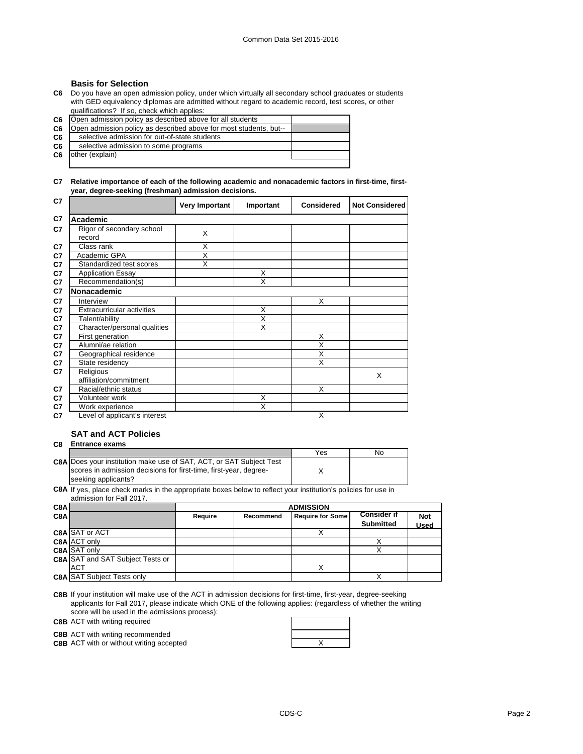## Basis for Selection

**C6** Do you have an open admission policy, under which virtually all secondary school graduates or students with GED equivalency diplomas are admitted without regard to academic record, test scores, or other qualifications? If so, check which applies:

| | | |
|---|---|---|
| C6 | Open admission policy as described above for all students | |
| C6 | Open admission policy as described above for most students, but-- | |
| C6 | selective admission for out-of-state students | |
| C6 | selective admission to some programs | |
| C6 | other (explain) | |

**C7 Relative importance of each of the following academic and nonacademic factors in first-time, first-year, degree-seeking (freshman) admission decisions.**

| | | Very Important | Important | Considered | Not Considered |
|---|---|---|---|---|---|
| C7 | **Academic** | | | | |
| C7 | Rigor of secondary school record | X | | | |
| C7 | Class rank | X | | | |
| C7 | Academic GPA | X | | | |
| C7 | Standardized test scores | X | | | |
| C7 | Application Essay | | X | | |
| C7 | Recommendation(s) | | X | | |
| C7 | **Nonacademic** | | | | |
| C7 | Interview | | | X | |
| C7 | Extracurricular activities | | X | | |
| C7 | Talent/ability | | X | | |
| C7 | Character/personal qualities | | X | | |
| C7 | First generation | | | X | |
| C7 | Alumni/ae relation | | | X | |
| C7 | Geographical residence | | | X | |
| C7 | State residency | | | X | |
| C7 | Religious affiliation/commitment | | | | X |
| C7 | Racial/ethnic status | | | X | |
| C7 | Volunteer work | | X | | |
| C7 | Work experience | | X | | |
| C7 | Level of applicant's interest | | | X | |

## SAT and ACT Policies

**C8 Entrance exams**

| | | Yes | No |
|---|---|---|---|
| C8A | Does your institution make use of SAT, ACT, or SAT Subject Test scores in admission decisions for first-time, first-year, degree-seeking applicants? | X | |

**C8A** If yes, place check marks in the appropriate boxes below to reflect your institution's policies for use in admission for Fall 2017.

| | | ADMISSION | | | | |
|---|---|---|---|---|---|---|
| C8A | | Require | Recommend | Require for Some | Consider if Submitted | Not Used |
| C8A | SAT or ACT | | | X | | |
| C8A | ACT only | | | | X | |
| C8A | SAT only | | | | X | |
| C8A | SAT and SAT Subject Tests or ACT | | | X | | |
| C8A | SAT Subject Tests only | | | | X | |

**C8B** If your institution will make use of the ACT in admission decisions for first-time, first-year, degree-seeking applicants for Fall 2017, please indicate which ONE of the following applies: (regardless of whether the writing score will be used in the admissions process):

| | | |
|---|---|---|
| C8B | ACT with writing required | |
| C8B | ACT with writing recommended | |
| C8B | ACT with or without writing accepted | X |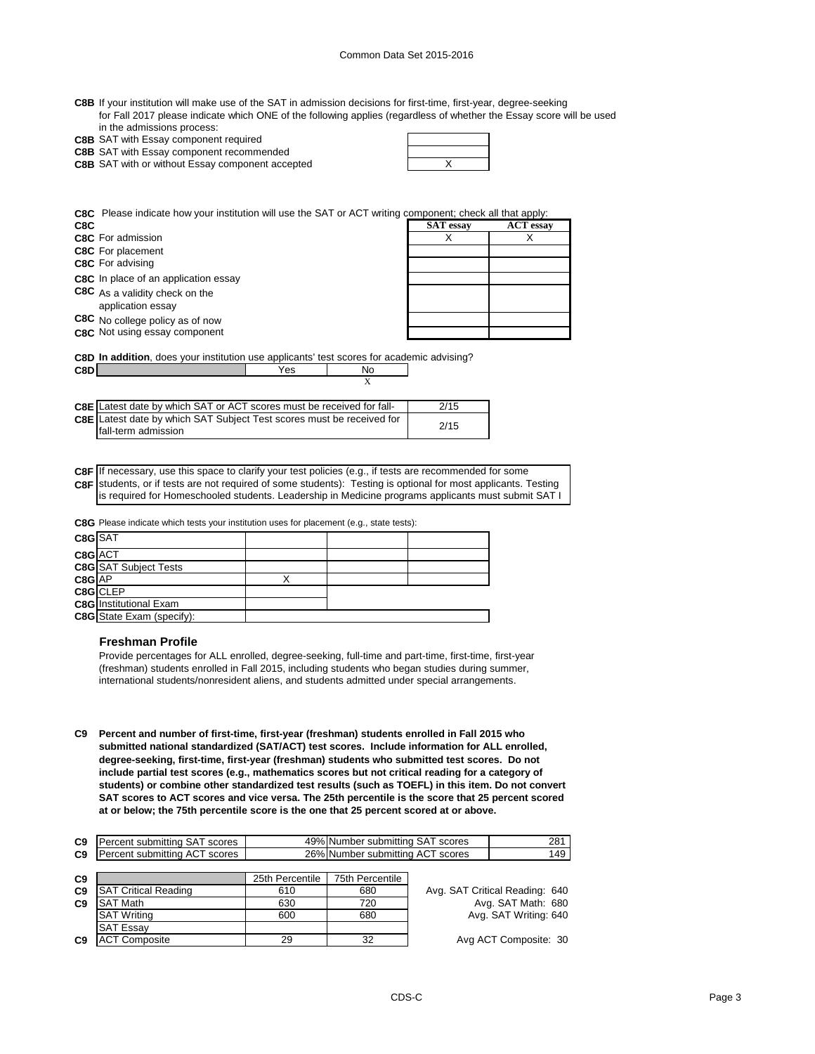**C8B** If your institution will make use of the SAT in admission decisions for first-time, first-year, degree-seeking for Fall 2017 please indicate which ONE of the following applies (regardless of whether the Essay score will be used in the admissions process:

| | |
|---|---|
| **C8B** SAT with Essay component required | |
| **C8B** SAT with Essay component recommended | |
| **C8B** SAT with or without Essay component accepted | X |

**C8C** Please indicate how your institution will use the SAT or ACT writing component; check all that apply:

| **C8C** | SAT essay | ACT essay |
|---|---|---|
| **C8C** For admission | X | X |
| **C8C** For placement | | |
| **C8C** For advising | | |
| **C8C** In place of an application essay | | |
| **C8C** As a validity check on the application essay | | |
| **C8C** No college policy as of now | | |
| **C8C** Not using essay component | | |

**C8D** **In addition**, does your institution use applicants' test scores for academic advising?

| **C8D** | Yes | No |
|---|---|---|
| | | X |

| | |
|---|---|
| **C8E** Latest date by which SAT or ACT scores must be received for fall- | 2/15 |
| **C8E** Latest date by which SAT Subject Test scores must be received for fall-term admission | 2/15 |

**C8F** If necessary, use this space to clarify your test policies (e.g., if tests are recommended for some

**C8F** students, or if tests are not required of some students): Testing is optional for most applicants. Testing is required for Homeschooled students. Leadership in Medicine programs applicants must submit SAT I

**C8G** Please indicate which tests your institution uses for placement (e.g., state tests):

| | | | |
|---|---|---|---|
| **C8G** SAT | | | |
| **C8G** ACT | | | |
| **C8G** SAT Subject Tests | | | |
| **C8G** AP | X | | |
| **C8G** CLEP | | | |
| **C8G** Institutional Exam | | | |
| **C8G** State Exam (specify): | | | |

### Freshman Profile

Provide percentages for ALL enrolled, degree-seeking, full-time and part-time, first-time, first-year (freshman) students enrolled in Fall 2015, including students who began studies during summer, international students/nonresident aliens, and students admitted under special arrangements.

**C9 Percent and number of first-time, first-year (freshman) students enrolled in Fall 2015 who submitted national standardized (SAT/ACT) test scores. Include information for ALL enrolled, degree-seeking, first-time, first-year (freshman) students who submitted test scores. Do not include partial test scores (e.g., mathematics scores but not critical reading for a category of students) or combine other standardized test results (such as TOEFL) in this item. Do not convert SAT scores to ACT scores and vice versa. The 25th percentile is the score that 25 percent scored at or below; the 75th percentile score is the one that 25 percent scored at or above.**

| | | | | |
|---|---|---|---|---|
| **C9** | Percent submitting SAT scores | 49% | Number submitting SAT scores | 281 |
| **C9** | Percent submitting ACT scores | 26% | Number submitting ACT scores | 149 |

| | | 25th Percentile | 75th Percentile | |
|---|---|---|---|---|
| **C9** | SAT Critical Reading | 610 | 680 | Avg. SAT Critical Reading: 640 |
| **C9** | SAT Math | 630 | 720 | Avg. SAT Math: 680 |
| | SAT Writing | 600 | 680 | Avg. SAT Writing: 640 |
| | SAT Essay | | | |
| **C9** | ACT Composite | 29 | 32 | Avg ACT Composite: 30 |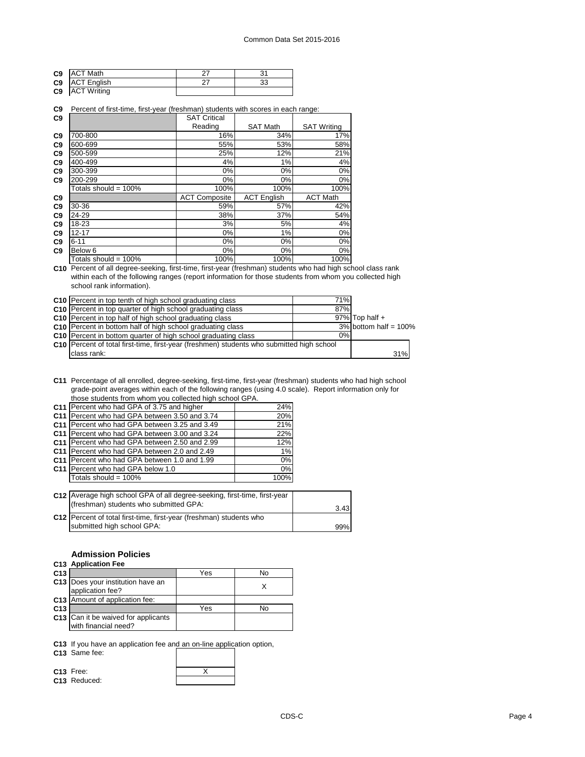| | | | |
|---|---|---|---|
| C9 | ACT Math | 27 | 31 |
| C9 | ACT English | 27 | 33 |
| C9 | ACT Writing | | |

**C9** Percent of first-time, first-year (freshman) students with scores in each range:

| | | SAT Critical Reading | SAT Math | SAT Writing |
|---|---|---|---|---|
| C9 | 700-800 | 16% | 34% | 17% |
| C9 | 600-699 | 55% | 53% | 58% |
| C9 | 500-599 | 25% | 12% | 21% |
| C9 | 400-499 | 4% | 1% | 4% |
| C9 | 300-399 | 0% | 0% | 0% |
| C9 | 200-299 | 0% | 0% | 0% |
| | Totals should = 100% | 100% | 100% | 100% |
| C9 | | ACT Composite | ACT English | ACT Math |
| C9 | 30-36 | 59% | 57% | 42% |
| C9 | 24-29 | 38% | 37% | 54% |
| C9 | 18-23 | 3% | 5% | 4% |
| C9 | 12-17 | 0% | 1% | 0% |
| C9 | 6-11 | 0% | 0% | 0% |
| C9 | Below 6 | 0% | 0% | 0% |
| | Totals should = 100% | 100% | 100% | 100% |

**C10** Percent of all degree-seeking, first-time, first-year (freshman) students who had high school class rank within each of the following ranges (report information for those students from whom you collected high school rank information).

| | | | |
|---|---|---|---|
| C10 | Percent in top tenth of high school graduating class | 71% | |
| C10 | Percent in top quarter of high school graduating class | 87% | |
| C10 | Percent in top half of high school graduating class | 97% | Top half + |
| C10 | Percent in bottom half of high school graduating class | 3% | bottom half = 100% |
| C10 | Percent in bottom quarter of high school graduating class | 0% | |
| C10 | Percent of total first-time, first-year (freshmen) students who submitted high school class rank: | | 31% |

**C11** Percentage of all enrolled, degree-seeking, first-time, first-year (freshman) students who had high school grade-point averages within each of the following ranges (using 4.0 scale). Report information only for those students from whom you collected high school GPA.

| | | |
|---|---|---|
| C11 | Percent who had GPA of 3.75 and higher | 24% |
| C11 | Percent who had GPA between 3.50 and 3.74 | 20% |
| C11 | Percent who had GPA between 3.25 and 3.49 | 21% |
| C11 | Percent who had GPA between 3.00 and 3.24 | 22% |
| C11 | Percent who had GPA between 2.50 and 2.99 | 12% |
| C11 | Percent who had GPA between 2.0 and 2.49 | 1% |
| C11 | Percent who had GPA between 1.0 and 1.99 | 0% |
| C11 | Percent who had GPA below 1.0 | 0% |
| | Totals should = 100% | 100% |

| | | |
|---|---|---|
| C12 | Average high school GPA of all degree-seeking, first-time, first-year (freshman) students who submitted GPA: | 3.43 |
| C12 | Percent of total first-time, first-year (freshman) students who submitted high school GPA: | 99% |

## Admission Policies

### C13 Application Fee

| | | Yes | No |
|---|---|---|---|
| C13 | Does your institution have an application fee? | | X |
| C13 | Amount of application fee: | | |
| C13 | | Yes | No |
| C13 | Can it be waived for applicants with financial need? | | |

**C13** If you have an application fee and an on-line application option,

| | | |
|---|---|---|
| C13 | Same fee: | |
| C13 | Free: | X |
| C13 | Reduced: | |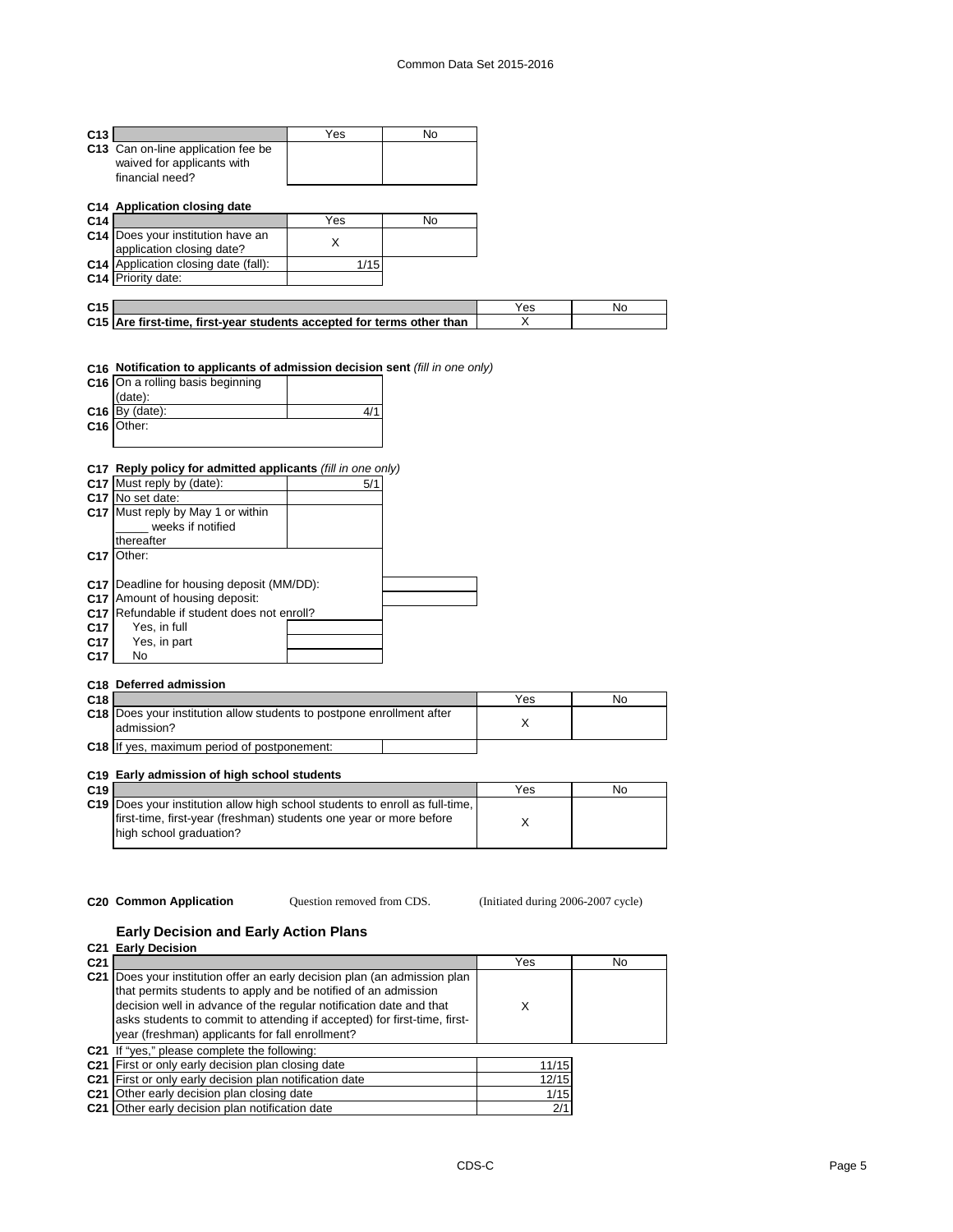| C13 | | Yes | No |
|---|---|---|---|
| C13 | Can on-line application fee be waived for applicants with financial need? | | |

**C14 Application closing date**

| C14 | | Yes | No |
|---|---|---|---|
| C14 | Does your institution have an application closing date? | X | |
| C14 | Application closing date (fall): | 1/15 | |
| C14 | Priority date: | | |

| C15 | | Yes | No |
|---|---|---|---|
| C15 | **Are first-time, first-year students accepted for terms other than** | X | |

**C16 Notification to applicants of admission decision sent** *(fill in one only)*

| C16 | | |
|---|---|---|
| C16 | On a rolling basis beginning (date): | |
| C16 | By (date): | 4/1 |
| C16 | Other: | |

**C17 Reply policy for admitted applicants** *(fill in one only)*

| C17 | | |
|---|---|---|
| C17 | Must reply by (date): | 5/1 |
| C17 | No set date: | |
| C17 | Must reply by May 1 or within _____ weeks if notified thereafter | |
| C17 | Other: | |
| C17 | Deadline for housing deposit (MM/DD): | |
| C17 | Amount of housing deposit: | |
| C17 | Refundable if student does not enroll? | |
| C17 | Yes, in full | |
| C17 | Yes, in part | |
| C17 | No | |

**C18 Deferred admission**

| C18 | | Yes | No |
|---|---|---|---|
| C18 | Does your institution allow students to postpone enrollment after admission? | X | |
| C18 | If yes, maximum period of postponement: | | |

**C19 Early admission of high school students**

| C19 | | Yes | No |
|---|---|---|---|
| C19 | Does your institution allow high school students to enroll as full-time, first-time, first-year (freshman) students one year or more before high school graduation? | X | |

**C20 Common Application** Question removed from CDS. (Initiated during 2006-2007 cycle)

## Early Decision and Early Action Plans

**C21 Early Decision**

| C21 | | Yes | No |
|---|---|---|---|
| C21 | Does your institution offer an early decision plan (an admission plan that permits students to apply and be notified of an admission decision well in advance of the regular notification date and that asks students to commit to attending if accepted) for first-time, first-year (freshman) applicants for fall enrollment? | X | |
| C21 | If "yes," please complete the following: | | |
| C21 | First or only early decision plan closing date | 11/15 | |
| C21 | First or only early decision plan notification date | 12/15 | |
| C21 | Other early decision plan closing date | 1/15 | |
| C21 | Other early decision plan notification date | 2/1 | |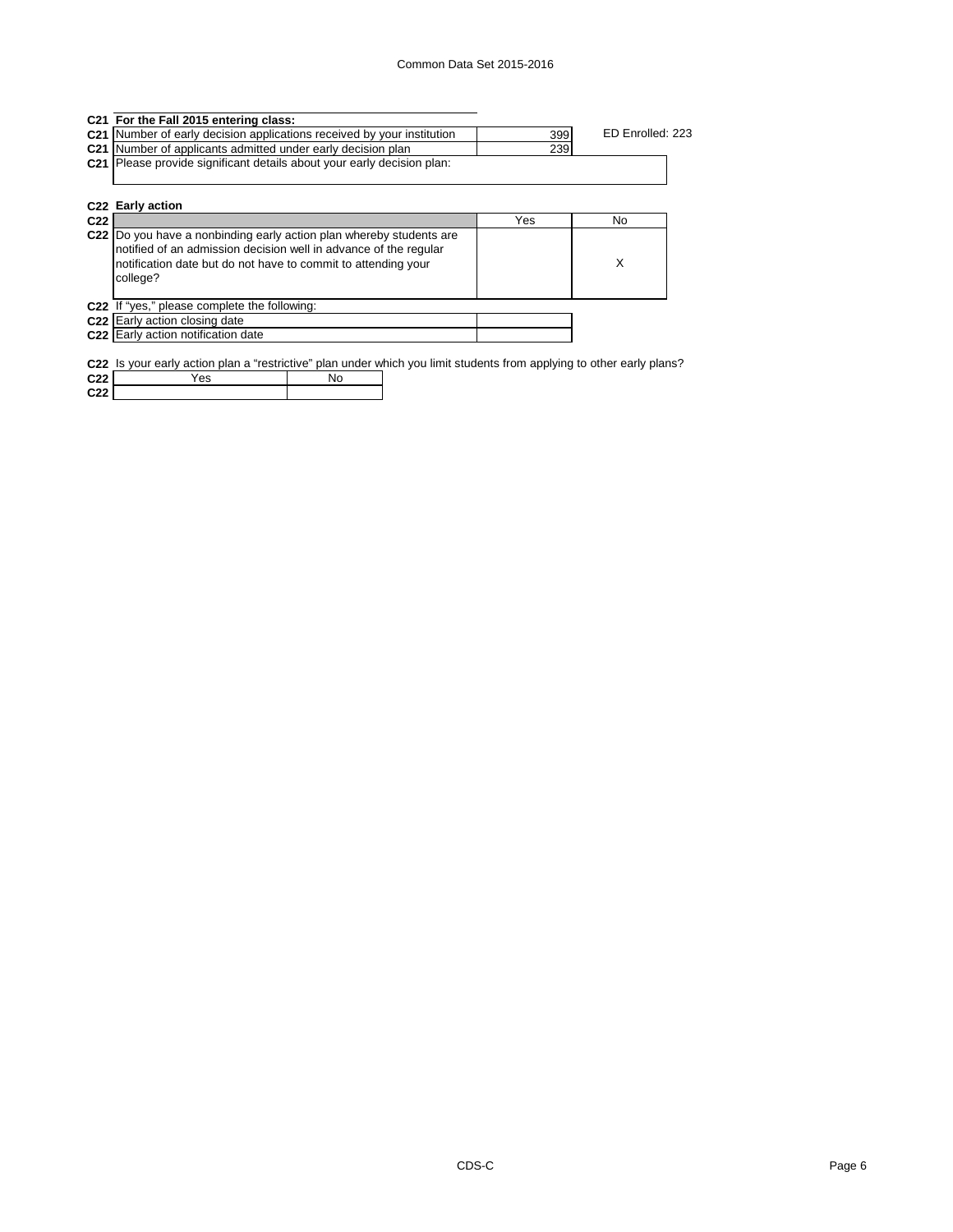| | | | |
|---|---|---|---|
| **C21** | **For the Fall 2015 entering class:** | | |
| **C21** | Number of early decision applications received by your institution | 399 | ED Enrolled: 223 |
| **C21** | Number of applicants admitted under early decision plan | 239 | |
| **C21** | Please provide significant details about your early decision plan: | | |

**C22 Early action**

| | | Yes | No |
|---|---|---|---|
| **C22** | Do you have a nonbinding early action plan whereby students are notified of an admission decision well in advance of the regular notification date but do not have to commit to attending your college? | | X |

| | | |
|---|---|---|
| **C22** | If "yes," please complete the following: | |
| **C22** | Early action closing date | |
| **C22** | Early action notification date | |

**C22** Is your early action plan a "restrictive" plan under which you limit students from applying to other early plans?

| | Yes | No |
|---|---|---|
| **C22** | | |